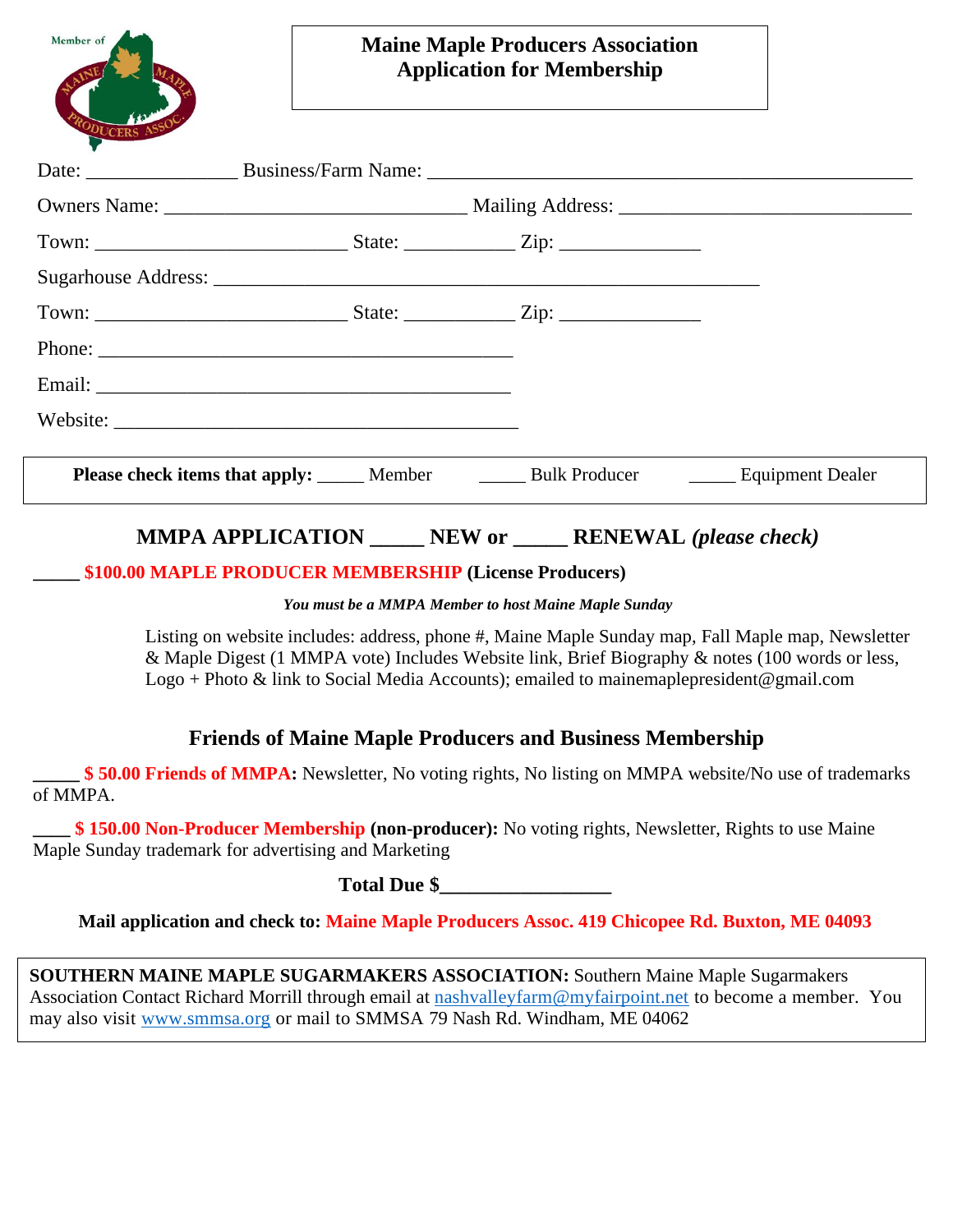Member of MAINE MAPLE PRODUCERS ASSOC.

# Maine Maple Producers Association
# Application for Membership

Date: _______________ Business/Farm Name: _______________________________________________

Owners Name: ______________________________ Mailing Address: _____________________________

Town: _________________________ State: ___________ Zip: ______________

Sugarhouse Address: ______________________________________________________

Town: _________________________ State: ___________ Zip: ______________

Phone: _________________________________________

Email: _________________________________________

Website: ________________________________________

**Please check items that apply:** _____ Member _____ Bulk Producer _____ Equipment Dealer

## MMPA APPLICATION _____ NEW or _____ RENEWAL *(please check)*

**_____ $100.00 MAPLE PRODUCER MEMBERSHIP (License Producers)**

***You must be a MMPA Member to host Maine Maple Sunday***

Listing on website includes: address, phone #, Maine Maple Sunday map, Fall Maple map, Newsletter & Maple Digest (1 MMPA vote) Includes Website link, Brief Biography & notes (100 words or less, Logo + Photo & link to Social Media Accounts); emailed to mainemaplepresident@gmail.com

## Friends of Maine Maple Producers and Business Membership

**_____ $ 50.00 Friends of MMPA:** Newsletter, No voting rights, No listing on MMPA website/No use of trademarks of MMPA.

**____ $ 150.00 Non-Producer Membership (non-producer):** No voting rights, Newsletter, Rights to use Maine Maple Sunday trademark for advertising and Marketing

**Total Due $________________**

**Mail application and check to: Maine Maple Producers Assoc. 419 Chicopee Rd. Buxton, ME 04093**

**SOUTHERN MAINE MAPLE SUGARMAKERS ASSOCIATION:** Southern Maine Maple Sugarmakers Association Contact Richard Morrill through email at nashvalleyfarm@myfairpoint.net to become a member. You may also visit www.smmsa.org or mail to SMMSA 79 Nash Rd. Windham, ME 04062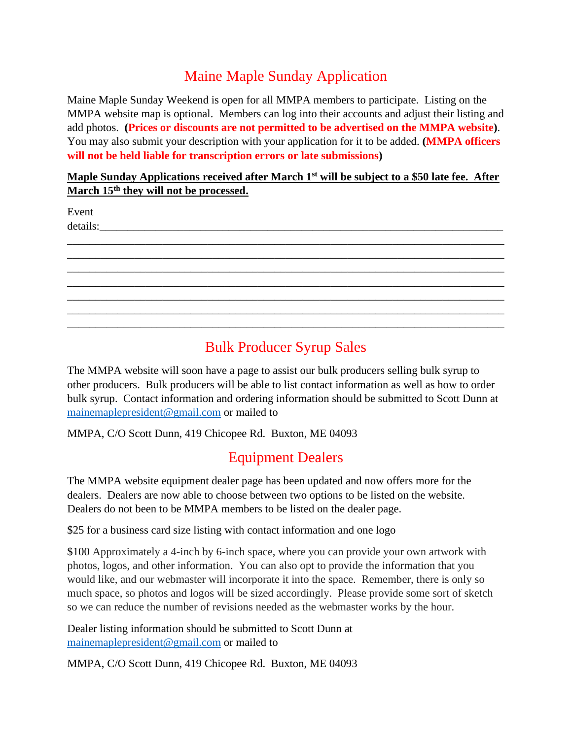# Maine Maple Sunday Application

Maine Maple Sunday Weekend is open for all MMPA members to participate. Listing on the MMPA website map is optional. Members can log into their accounts and adjust their listing and add photos. **(Prices or discounts are not permitted to be advertised on the MMPA website)**. You may also submit your description with your application for it to be added. **(MMPA officers will not be held liable for transcription errors or late submissions)**

**Maple Sunday Applications received after March 1st will be subject to a $50 late fee. After March 15th they will not be processed.**

Event details:\_\_\_\_\_\_\_\_\_\_\_\_\_\_\_\_\_\_\_\_\_\_\_\_\_\_\_\_\_\_\_\_\_\_\_\_\_\_\_\_\_\_\_\_\_\_\_\_\_\_\_\_\_\_\_\_\_\_\_\_\_\_\_\_\_\_\_\_\_\_\_\_

\_\_\_\_\_\_\_\_\_\_\_\_\_\_\_\_\_\_\_\_\_\_\_\_\_\_\_\_\_\_\_\_\_\_\_\_\_\_\_\_\_\_\_\_\_\_\_\_\_\_\_\_\_\_\_\_\_\_\_\_\_\_\_\_\_\_\_\_\_\_\_\_\_\_\_\_\_\_

\_\_\_\_\_\_\_\_\_\_\_\_\_\_\_\_\_\_\_\_\_\_\_\_\_\_\_\_\_\_\_\_\_\_\_\_\_\_\_\_\_\_\_\_\_\_\_\_\_\_\_\_\_\_\_\_\_\_\_\_\_\_\_\_\_\_\_\_\_\_\_\_\_\_\_\_\_\_

\_\_\_\_\_\_\_\_\_\_\_\_\_\_\_\_\_\_\_\_\_\_\_\_\_\_\_\_\_\_\_\_\_\_\_\_\_\_\_\_\_\_\_\_\_\_\_\_\_\_\_\_\_\_\_\_\_\_\_\_\_\_\_\_\_\_\_\_\_\_\_\_\_\_\_\_\_\_

\_\_\_\_\_\_\_\_\_\_\_\_\_\_\_\_\_\_\_\_\_\_\_\_\_\_\_\_\_\_\_\_\_\_\_\_\_\_\_\_\_\_\_\_\_\_\_\_\_\_\_\_\_\_\_\_\_\_\_\_\_\_\_\_\_\_\_\_\_\_\_\_\_\_\_\_\_\_

\_\_\_\_\_\_\_\_\_\_\_\_\_\_\_\_\_\_\_\_\_\_\_\_\_\_\_\_\_\_\_\_\_\_\_\_\_\_\_\_\_\_\_\_\_\_\_\_\_\_\_\_\_\_\_\_\_\_\_\_\_\_\_\_\_\_\_\_\_\_\_\_\_\_\_\_\_\_

\_\_\_\_\_\_\_\_\_\_\_\_\_\_\_\_\_\_\_\_\_\_\_\_\_\_\_\_\_\_\_\_\_\_\_\_\_\_\_\_\_\_\_\_\_\_\_\_\_\_\_\_\_\_\_\_\_\_\_\_\_\_\_\_\_\_\_\_\_\_\_\_\_\_\_\_\_\_

\_\_\_\_\_\_\_\_\_\_\_\_\_\_\_\_\_\_\_\_\_\_\_\_\_\_\_\_\_\_\_\_\_\_\_\_\_\_\_\_\_\_\_\_\_\_\_\_\_\_\_\_\_\_\_\_\_\_\_\_\_\_\_\_\_\_\_\_\_\_\_\_\_\_\_\_\_\_

# Bulk Producer Syrup Sales

The MMPA website will soon have a page to assist our bulk producers selling bulk syrup to other producers. Bulk producers will be able to list contact information as well as how to order bulk syrup. Contact information and ordering information should be submitted to Scott Dunn at mainemaplepresident@gmail.com or mailed to

MMPA, C/O Scott Dunn, 419 Chicopee Rd. Buxton, ME 04093

# Equipment Dealers

The MMPA website equipment dealer page has been updated and now offers more for the dealers. Dealers are now able to choose between two options to be listed on the website. Dealers do not been to be MMPA members to be listed on the dealer page.

$25 for a business card size listing with contact information and one logo

$100 Approximately a 4-inch by 6-inch space, where you can provide your own artwork with photos, logos, and other information. You can also opt to provide the information that you would like, and our webmaster will incorporate it into the space. Remember, there is only so much space, so photos and logos will be sized accordingly. Please provide some sort of sketch so we can reduce the number of revisions needed as the webmaster works by the hour.

Dealer listing information should be submitted to Scott Dunn at mainemaplepresident@gmail.com or mailed to

MMPA, C/O Scott Dunn, 419 Chicopee Rd. Buxton, ME 04093